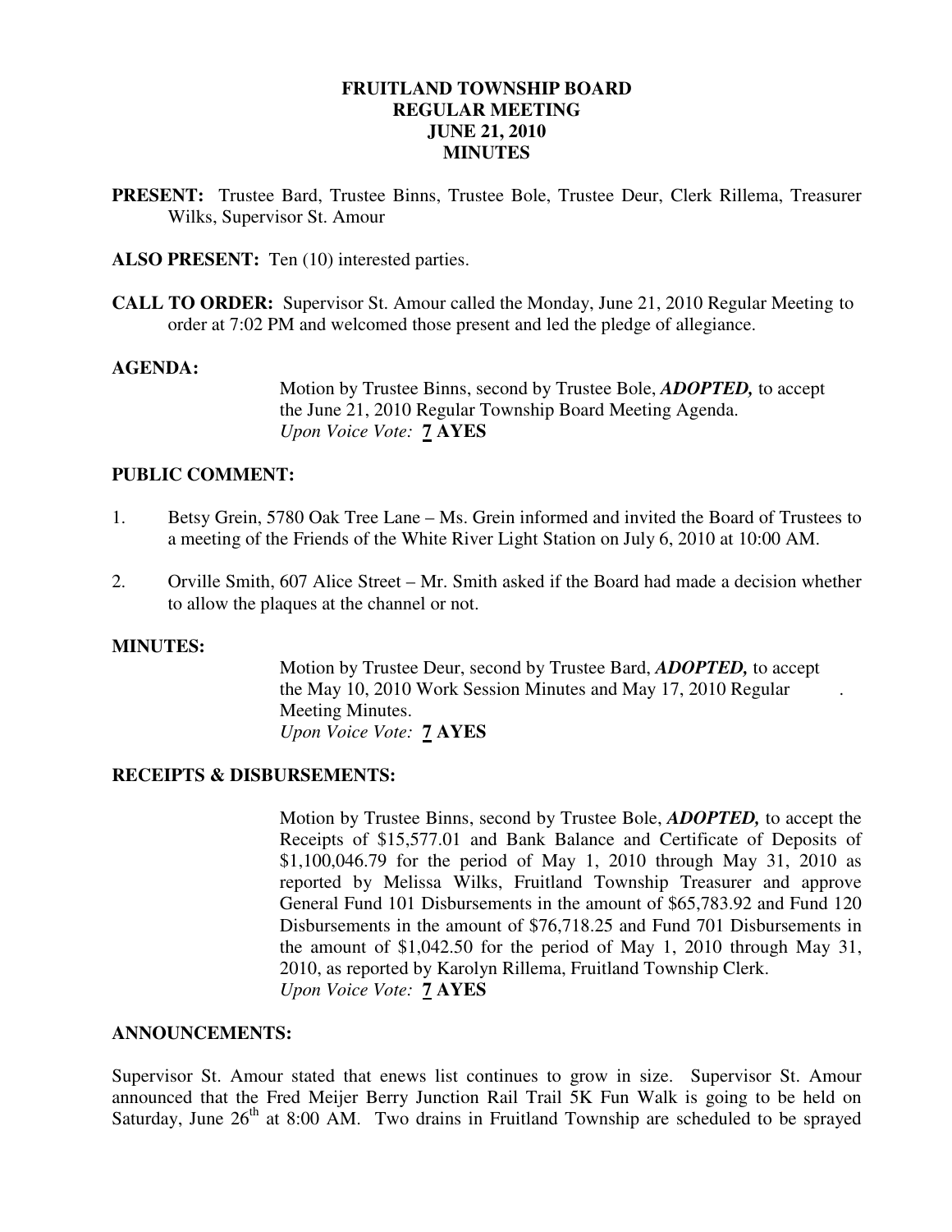# FRUITLAND TOWNSHIP BOARD
## REGULAR MEETING
## JUNE 21, 2010
## MINUTES

**PRESENT:** Trustee Bard, Trustee Binns, Trustee Bole, Trustee Deur, Clerk Rillema, Treasurer Wilks, Supervisor St. Amour

**ALSO PRESENT:** Ten (10) interested parties.

**CALL TO ORDER:** Supervisor St. Amour called the Monday, June 21, 2010 Regular Meeting to order at 7:02 PM and welcomed those present and led the pledge of allegiance.

**AGENDA:**

Motion by Trustee Binns, second by Trustee Bole, ***ADOPTED,*** to accept the June 21, 2010 Regular Township Board Meeting Agenda.
*Upon Voice Vote:* **7 AYES**

**PUBLIC COMMENT:**

1. Betsy Grein, 5780 Oak Tree Lane – Ms. Grein informed and invited the Board of Trustees to a meeting of the Friends of the White River Light Station on July 6, 2010 at 10:00 AM.

2. Orville Smith, 607 Alice Street – Mr. Smith asked if the Board had made a decision whether to allow the plaques at the channel or not.

**MINUTES:**

Motion by Trustee Deur, second by Trustee Bard, ***ADOPTED,*** to accept the May 10, 2010 Work Session Minutes and May 17, 2010 Regular Meeting Minutes.
*Upon Voice Vote:* **7 AYES**

**RECEIPTS & DISBURSEMENTS:**

Motion by Trustee Binns, second by Trustee Bole, ***ADOPTED,*** to accept the Receipts of $15,577.01 and Bank Balance and Certificate of Deposits of $1,100,046.79 for the period of May 1, 2010 through May 31, 2010 as reported by Melissa Wilks, Fruitland Township Treasurer and approve General Fund 101 Disbursements in the amount of $65,783.92 and Fund 120 Disbursements in the amount of $76,718.25 and Fund 701 Disbursements in the amount of $1,042.50 for the period of May 1, 2010 through May 31, 2010, as reported by Karolyn Rillema, Fruitland Township Clerk.
*Upon Voice Vote:* **7 AYES**

**ANNOUNCEMENTS:**

Supervisor St. Amour stated that enews list continues to grow in size. Supervisor St. Amour announced that the Fred Meijer Berry Junction Rail Trail 5K Fun Walk is going to be held on Saturday, June 26th at 8:00 AM. Two drains in Fruitland Township are scheduled to be sprayed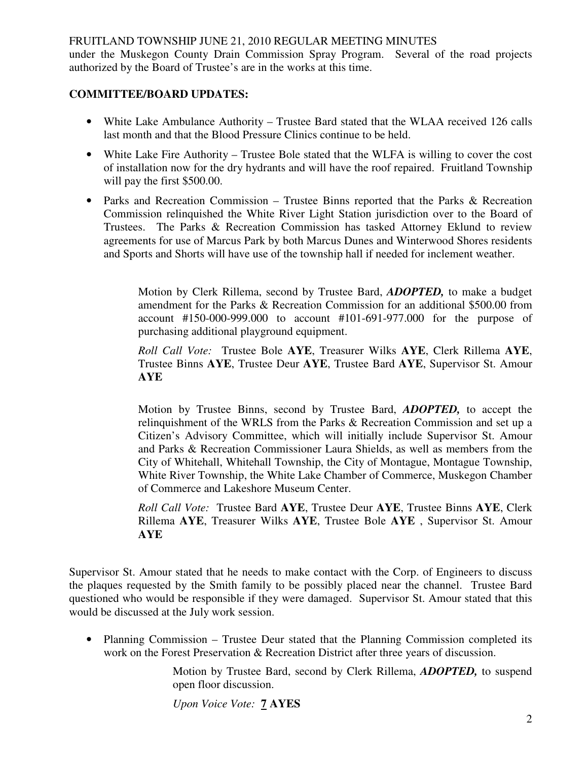under the Muskegon County Drain Commission Spray Program. Several of the road projects authorized by the Board of Trustee's are in the works at this time.

**COMMITTEE/BOARD UPDATES:**

- White Lake Ambulance Authority – Trustee Bard stated that the WLAA received 126 calls last month and that the Blood Pressure Clinics continue to be held.
- White Lake Fire Authority – Trustee Bole stated that the WLFA is willing to cover the cost of installation now for the dry hydrants and will have the roof repaired. Fruitland Township will pay the first $500.00.
- Parks and Recreation Commission – Trustee Binns reported that the Parks & Recreation Commission relinquished the White River Light Station jurisdiction over to the Board of Trustees. The Parks & Recreation Commission has tasked Attorney Eklund to review agreements for use of Marcus Park by both Marcus Dunes and Winterwood Shores residents and Sports and Shorts will have use of the township hall if needed for inclement weather.

> Motion by Clerk Rillema, second by Trustee Bard, ***ADOPTED,*** to make a budget amendment for the Parks & Recreation Commission for an additional $500.00 from account #150-000-999.000 to account #101-691-977.000 for the purpose of purchasing additional playground equipment.
>
> *Roll Call Vote:* Trustee Bole **AYE**, Treasurer Wilks **AYE**, Clerk Rillema **AYE**, Trustee Binns **AYE**, Trustee Deur **AYE**, Trustee Bard **AYE**, Supervisor St. Amour **AYE**
>
> Motion by Trustee Binns, second by Trustee Bard, ***ADOPTED,*** to accept the relinquishment of the WRLS from the Parks & Recreation Commission and set up a Citizen's Advisory Committee, which will initially include Supervisor St. Amour and Parks & Recreation Commissioner Laura Shields, as well as members from the City of Whitehall, Whitehall Township, the City of Montague, Montague Township, White River Township, the White Lake Chamber of Commerce, Muskegon Chamber of Commerce and Lakeshore Museum Center.
>
> *Roll Call Vote:* Trustee Bard **AYE**, Trustee Deur **AYE**, Trustee Binns **AYE**, Clerk Rillema **AYE**, Treasurer Wilks **AYE**, Trustee Bole **AYE** , Supervisor St. Amour **AYE**

Supervisor St. Amour stated that he needs to make contact with the Corp. of Engineers to discuss the plaques requested by the Smith family to be possibly placed near the channel. Trustee Bard questioned who would be responsible if they were damaged. Supervisor St. Amour stated that this would be discussed at the July work session.

- Planning Commission – Trustee Deur stated that the Planning Commission completed its work on the Forest Preservation & Recreation District after three years of discussion.

> Motion by Trustee Bard, second by Clerk Rillema, ***ADOPTED,*** to suspend open floor discussion.
>
> *Upon Voice Vote:* **7 AYES**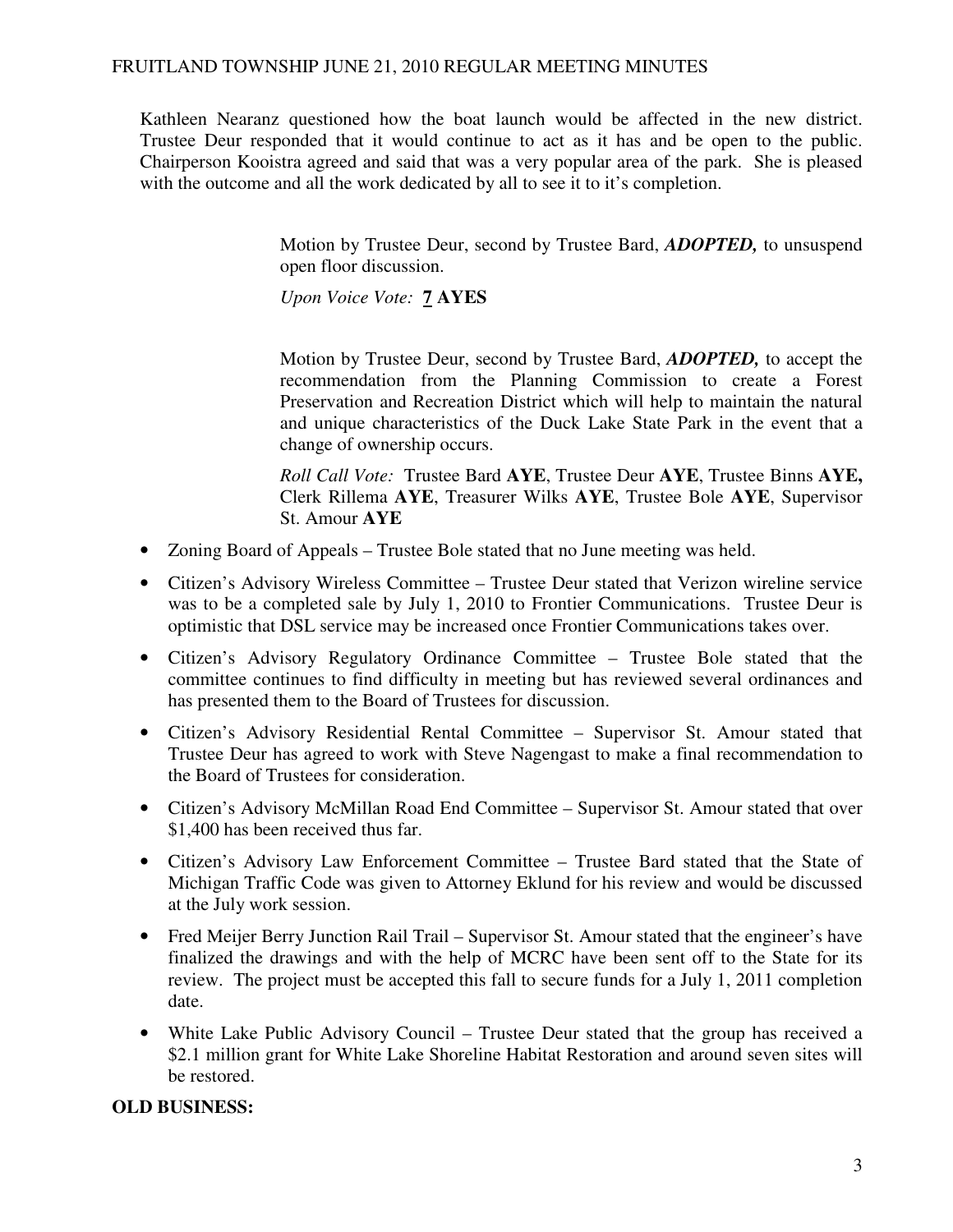Kathleen Nearanz questioned how the boat launch would be affected in the new district. Trustee Deur responded that it would continue to act as it has and be open to the public. Chairperson Kooistra agreed and said that was a very popular area of the park. She is pleased with the outcome and all the work dedicated by all to see it to it's completion.

> Motion by Trustee Deur, second by Trustee Bard, ***ADOPTED,*** to unsuspend open floor discussion.
>
> *Upon Voice Vote:* **7 AYES**

> Motion by Trustee Deur, second by Trustee Bard, ***ADOPTED,*** to accept the recommendation from the Planning Commission to create a Forest Preservation and Recreation District which will help to maintain the natural and unique characteristics of the Duck Lake State Park in the event that a change of ownership occurs.
>
> *Roll Call Vote:* Trustee Bard **AYE**, Trustee Deur **AYE**, Trustee Binns **AYE,** Clerk Rillema **AYE**, Treasurer Wilks **AYE**, Trustee Bole **AYE**, Supervisor St. Amour **AYE**

- Zoning Board of Appeals – Trustee Bole stated that no June meeting was held.
- Citizen's Advisory Wireless Committee – Trustee Deur stated that Verizon wireline service was to be a completed sale by July 1, 2010 to Frontier Communications. Trustee Deur is optimistic that DSL service may be increased once Frontier Communications takes over.
- Citizen's Advisory Regulatory Ordinance Committee – Trustee Bole stated that the committee continues to find difficulty in meeting but has reviewed several ordinances and has presented them to the Board of Trustees for discussion.
- Citizen's Advisory Residential Rental Committee – Supervisor St. Amour stated that Trustee Deur has agreed to work with Steve Nagengast to make a final recommendation to the Board of Trustees for consideration.
- Citizen's Advisory McMillan Road End Committee – Supervisor St. Amour stated that over $1,400 has been received thus far.
- Citizen's Advisory Law Enforcement Committee – Trustee Bard stated that the State of Michigan Traffic Code was given to Attorney Eklund for his review and would be discussed at the July work session.
- Fred Meijer Berry Junction Rail Trail – Supervisor St. Amour stated that the engineer's have finalized the drawings and with the help of MCRC have been sent off to the State for its review. The project must be accepted this fall to secure funds for a July 1, 2011 completion date.
- White Lake Public Advisory Council – Trustee Deur stated that the group has received a $2.1 million grant for White Lake Shoreline Habitat Restoration and around seven sites will be restored.

**OLD BUSINESS:**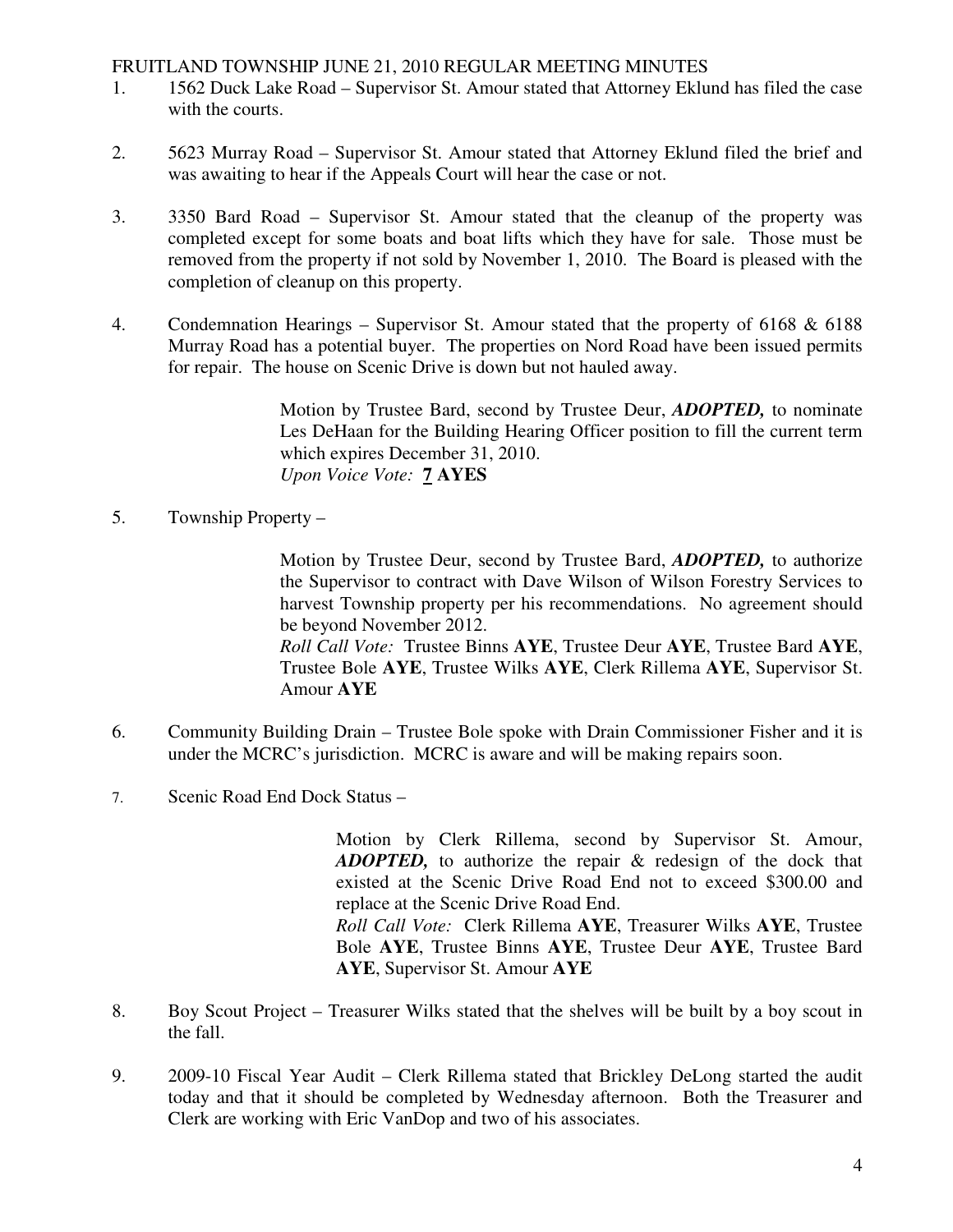FRUITLAND TOWNSHIP JUNE 21, 2010 REGULAR MEETING MINUTES

1. 1562 Duck Lake Road – Supervisor St. Amour stated that Attorney Eklund has filed the case with the courts.

2. 5623 Murray Road – Supervisor St. Amour stated that Attorney Eklund filed the brief and was awaiting to hear if the Appeals Court will hear the case or not.

3. 3350 Bard Road – Supervisor St. Amour stated that the cleanup of the property was completed except for some boats and boat lifts which they have for sale. Those must be removed from the property if not sold by November 1, 2010. The Board is pleased with the completion of cleanup on this property.

4. Condemnation Hearings – Supervisor St. Amour stated that the property of 6168 & 6188 Murray Road has a potential buyer. The properties on Nord Road have been issued permits for repair. The house on Scenic Drive is down but not hauled away.

   Motion by Trustee Bard, second by Trustee Deur, ***ADOPTED,*** to nominate Les DeHaan for the Building Hearing Officer position to fill the current term which expires December 31, 2010.
   *Upon Voice Vote:* **7 AYES**

5. Township Property –

   Motion by Trustee Deur, second by Trustee Bard, ***ADOPTED,*** to authorize the Supervisor to contract with Dave Wilson of Wilson Forestry Services to harvest Township property per his recommendations. No agreement should be beyond November 2012.
   *Roll Call Vote:* Trustee Binns **AYE**, Trustee Deur **AYE**, Trustee Bard **AYE**, Trustee Bole **AYE**, Trustee Wilks **AYE**, Clerk Rillema **AYE**, Supervisor St. Amour **AYE**

6. Community Building Drain – Trustee Bole spoke with Drain Commissioner Fisher and it is under the MCRC's jurisdiction. MCRC is aware and will be making repairs soon.

7. Scenic Road End Dock Status –

   Motion by Clerk Rillema, second by Supervisor St. Amour, ***ADOPTED,*** to authorize the repair & redesign of the dock that existed at the Scenic Drive Road End not to exceed $300.00 and replace at the Scenic Drive Road End.
   *Roll Call Vote:* Clerk Rillema **AYE**, Treasurer Wilks **AYE**, Trustee Bole **AYE**, Trustee Binns **AYE**, Trustee Deur **AYE**, Trustee Bard **AYE**, Supervisor St. Amour **AYE**

8. Boy Scout Project – Treasurer Wilks stated that the shelves will be built by a boy scout in the fall.

9. 2009-10 Fiscal Year Audit – Clerk Rillema stated that Brickley DeLong started the audit today and that it should be completed by Wednesday afternoon. Both the Treasurer and Clerk are working with Eric VanDop and two of his associates.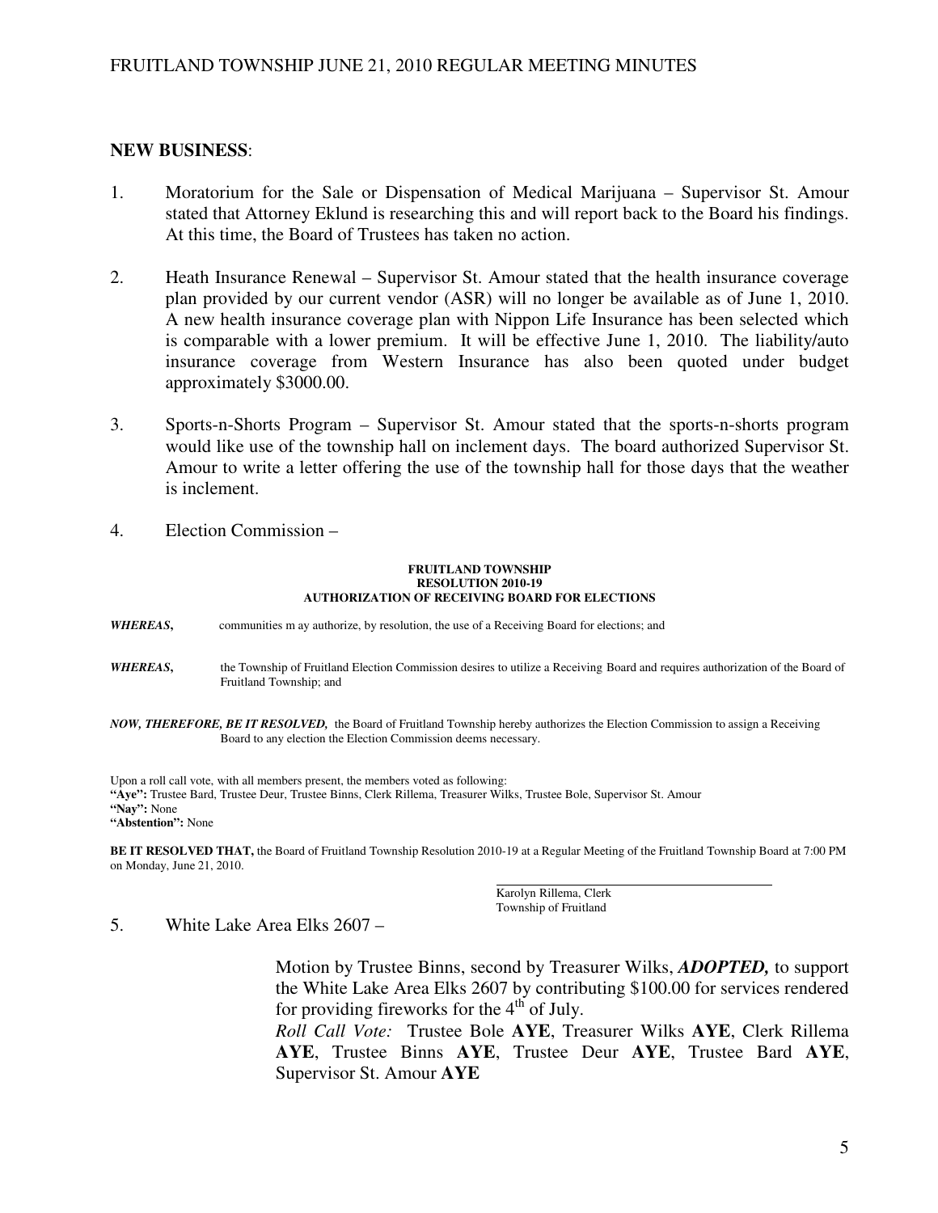**NEW BUSINESS**:

1. Moratorium for the Sale or Dispensation of Medical Marijuana – Supervisor St. Amour stated that Attorney Eklund is researching this and will report back to the Board his findings. At this time, the Board of Trustees has taken no action.

2. Heath Insurance Renewal – Supervisor St. Amour stated that the health insurance coverage plan provided by our current vendor (ASR) will no longer be available as of June 1, 2010. A new health insurance coverage plan with Nippon Life Insurance has been selected which is comparable with a lower premium. It will be effective June 1, 2010. The liability/auto insurance coverage from Western Insurance has also been quoted under budget approximately $3000.00.

3. Sports-n-Shorts Program – Supervisor St. Amour stated that the sports-n-shorts program would like use of the township hall on inclement days. The board authorized Supervisor St. Amour to write a letter offering the use of the township hall for those days that the weather is inclement.

4. Election Commission –

**FRUITLAND TOWNSHIP**
**RESOLUTION 2010-19**
**AUTHORIZATION OF RECEIVING BOARD FOR ELECTIONS**

***WHEREAS,*** communities m ay authorize, by resolution, the use of a Receiving Board for elections; and

***WHEREAS,*** the Township of Fruitland Election Commission desires to utilize a Receiving Board and requires authorization of the Board of Fruitland Township; and

***NOW, THEREFORE, BE IT RESOLVED,*** the Board of Fruitland Township hereby authorizes the Election Commission to assign a Receiving Board to any election the Election Commission deems necessary.

Upon a roll call vote, with all members present, the members voted as following:
**"Aye":** Trustee Bard, Trustee Deur, Trustee Binns, Clerk Rillema, Treasurer Wilks, Trustee Bole, Supervisor St. Amour
**"Nay":** None
**"Abstention":** None

**BE IT RESOLVED THAT,** the Board of Fruitland Township Resolution 2010-19 at a Regular Meeting of the Fruitland Township Board at 7:00 PM on Monday, June 21, 2010.

\_\_\_\_\_\_\_\_\_\_\_\_\_\_\_\_\_\_\_\_\_\_\_\_\_\_\_\_\_\_\_\_
Karolyn Rillema, Clerk
Township of Fruitland

5. White Lake Area Elks 2607 –

Motion by Trustee Binns, second by Treasurer Wilks, ***ADOPTED,*** to support the White Lake Area Elks 2607 by contributing $100.00 for services rendered for providing fireworks for the 4th of July.
*Roll Call Vote:* Trustee Bole **AYE**, Treasurer Wilks **AYE**, Clerk Rillema **AYE**, Trustee Binns **AYE**, Trustee Deur **AYE**, Trustee Bard **AYE**, Supervisor St. Amour **AYE**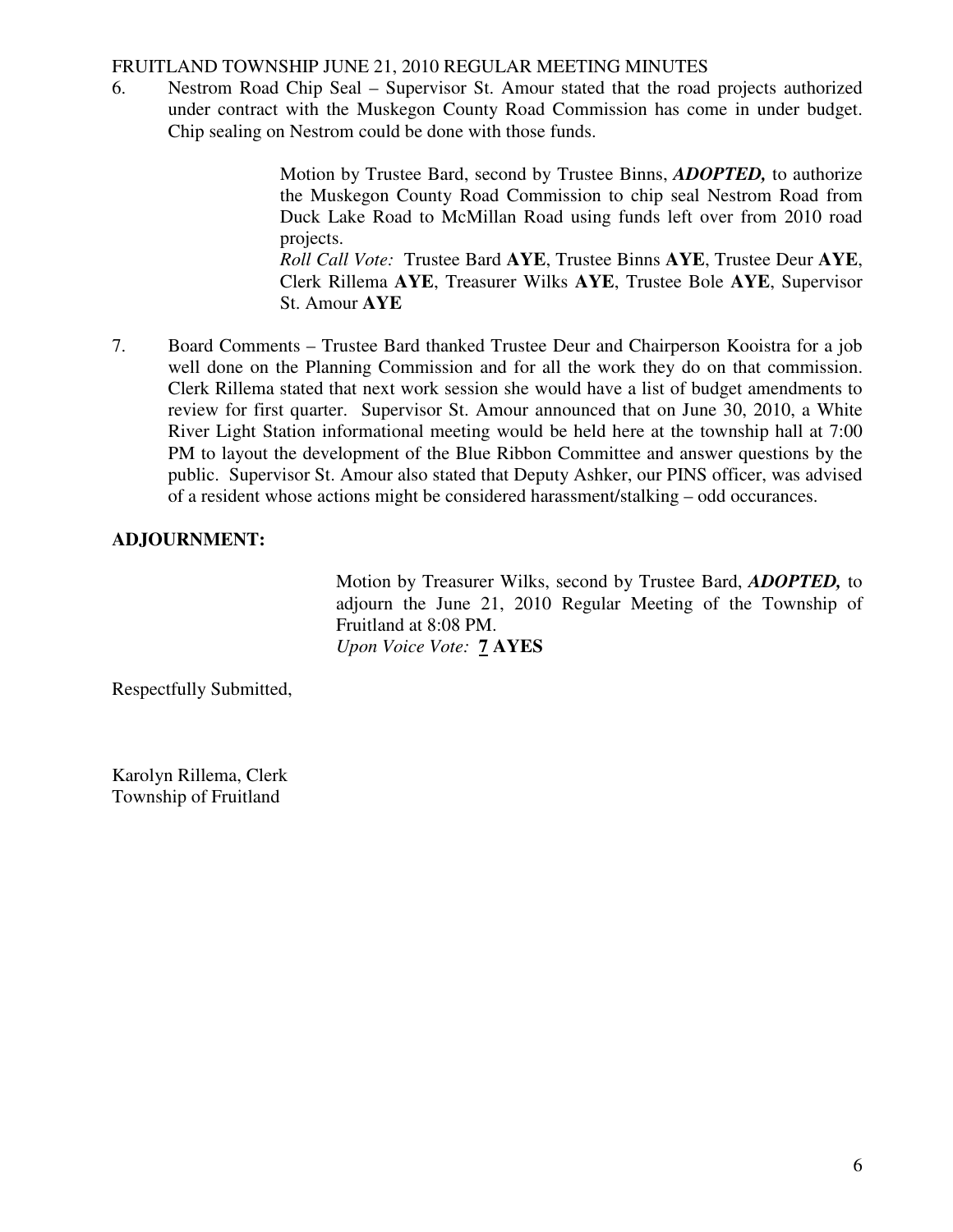6. Nestrom Road Chip Seal – Supervisor St. Amour stated that the road projects authorized under contract with the Muskegon County Road Commission has come in under budget. Chip sealing on Nestrom could be done with those funds.

> Motion by Trustee Bard, second by Trustee Binns, ***ADOPTED,*** to authorize the Muskegon County Road Commission to chip seal Nestrom Road from Duck Lake Road to McMillan Road using funds left over from 2010 road projects.
> *Roll Call Vote:* Trustee Bard **AYE**, Trustee Binns **AYE**, Trustee Deur **AYE**, Clerk Rillema **AYE**, Treasurer Wilks **AYE**, Trustee Bole **AYE**, Supervisor St. Amour **AYE**

7. Board Comments – Trustee Bard thanked Trustee Deur and Chairperson Kooistra for a job well done on the Planning Commission and for all the work they do on that commission. Clerk Rillema stated that next work session she would have a list of budget amendments to review for first quarter. Supervisor St. Amour announced that on June 30, 2010, a White River Light Station informational meeting would be held here at the township hall at 7:00 PM to layout the development of the Blue Ribbon Committee and answer questions by the public. Supervisor St. Amour also stated that Deputy Ashker, our PINS officer, was advised of a resident whose actions might be considered harassment/stalking – odd occurances.

**ADJOURNMENT:**

> Motion by Treasurer Wilks, second by Trustee Bard, ***ADOPTED,*** to adjourn the June 21, 2010 Regular Meeting of the Township of Fruitland at 8:08 PM.
> *Upon Voice Vote:* **7 AYES**

Respectfully Submitted,

Karolyn Rillema, Clerk
Township of Fruitland